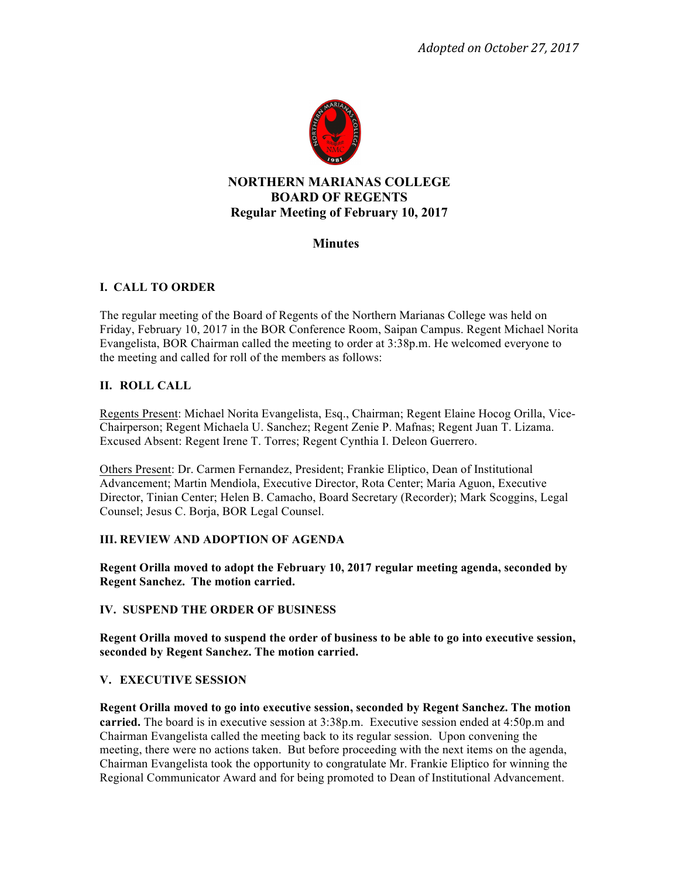*Adopted on October 27, 2017*

# NORTHERN MARIANAS COLLEGE
# BOARD OF REGENTS
## Regular Meeting of February 10, 2017

## Minutes

### I. CALL TO ORDER

The regular meeting of the Board of Regents of the Northern Marianas College was held on Friday, February 10, 2017 in the BOR Conference Room, Saipan Campus. Regent Michael Norita Evangelista, BOR Chairman called the meeting to order at 3:38p.m. He welcomed everyone to the meeting and called for roll of the members as follows:

### II. ROLL CALL

Regents Present: Michael Norita Evangelista, Esq., Chairman; Regent Elaine Hocog Orilla, Vice-Chairperson; Regent Michaela U. Sanchez; Regent Zenie P. Mafnas; Regent Juan T. Lizama. Excused Absent: Regent Irene T. Torres; Regent Cynthia I. Deleon Guerrero.

Others Present: Dr. Carmen Fernandez, President; Frankie Eliptico, Dean of Institutional Advancement; Martin Mendiola, Executive Director, Rota Center; Maria Aguon, Executive Director, Tinian Center; Helen B. Camacho, Board Secretary (Recorder); Mark Scoggins, Legal Counsel; Jesus C. Borja, BOR Legal Counsel.

### III. REVIEW AND ADOPTION OF AGENDA

**Regent Orilla moved to adopt the February 10, 2017 regular meeting agenda, seconded by Regent Sanchez. The motion carried.**

### IV. SUSPEND THE ORDER OF BUSINESS

**Regent Orilla moved to suspend the order of business to be able to go into executive session, seconded by Regent Sanchez. The motion carried.**

### V. EXECUTIVE SESSION

**Regent Orilla moved to go into executive session, seconded by Regent Sanchez. The motion carried.** The board is in executive session at 3:38p.m. Executive session ended at 4:50p.m and Chairman Evangelista called the meeting back to its regular session. Upon convening the meeting, there were no actions taken. But before proceeding with the next items on the agenda, Chairman Evangelista took the opportunity to congratulate Mr. Frankie Eliptico for winning the Regional Communicator Award and for being promoted to Dean of Institutional Advancement.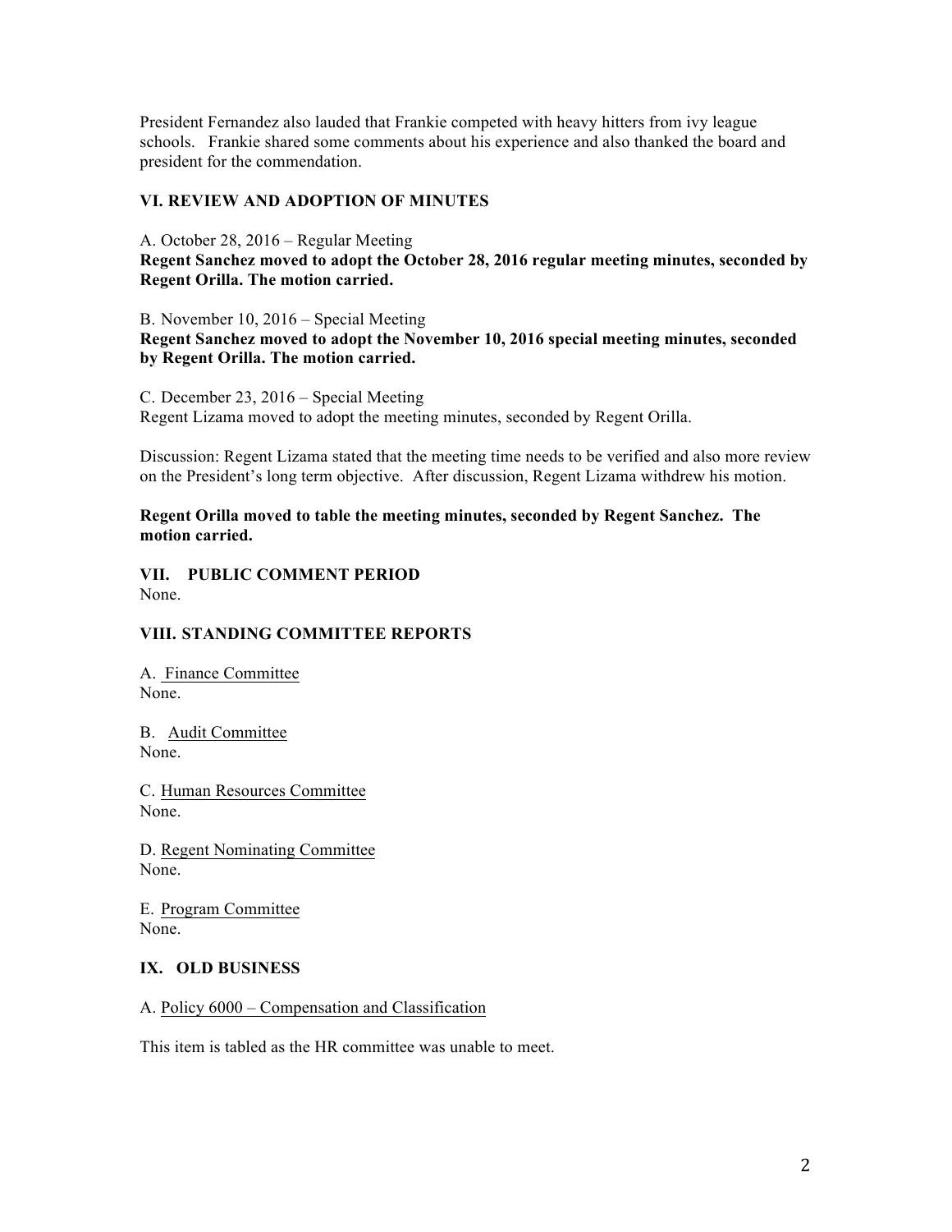President Fernandez also lauded that Frankie competed with heavy hitters from ivy league schools. Frankie shared some comments about his experience and also thanked the board and president for the commendation.

### VI. REVIEW AND ADOPTION OF MINUTES

A. October 28, 2016 – Regular Meeting
**Regent Sanchez moved to adopt the October 28, 2016 regular meeting minutes, seconded by Regent Orilla. The motion carried.**

B. November 10, 2016 – Special Meeting
**Regent Sanchez moved to adopt the November 10, 2016 special meeting minutes, seconded by Regent Orilla. The motion carried.**

C. December 23, 2016 – Special Meeting
Regent Lizama moved to adopt the meeting minutes, seconded by Regent Orilla.

Discussion: Regent Lizama stated that the meeting time needs to be verified and also more review on the President's long term objective. After discussion, Regent Lizama withdrew his motion.

**Regent Orilla moved to table the meeting minutes, seconded by Regent Sanchez. The motion carried.**

### VII. PUBLIC COMMENT PERIOD

None.

### VIII. STANDING COMMITTEE REPORTS

A. Finance Committee
None.

B. Audit Committee
None.

C. Human Resources Committee
None.

D. Regent Nominating Committee
None.

E. Program Committee
None.

### IX. OLD BUSINESS

A. Policy 6000 – Compensation and Classification

This item is tabled as the HR committee was unable to meet.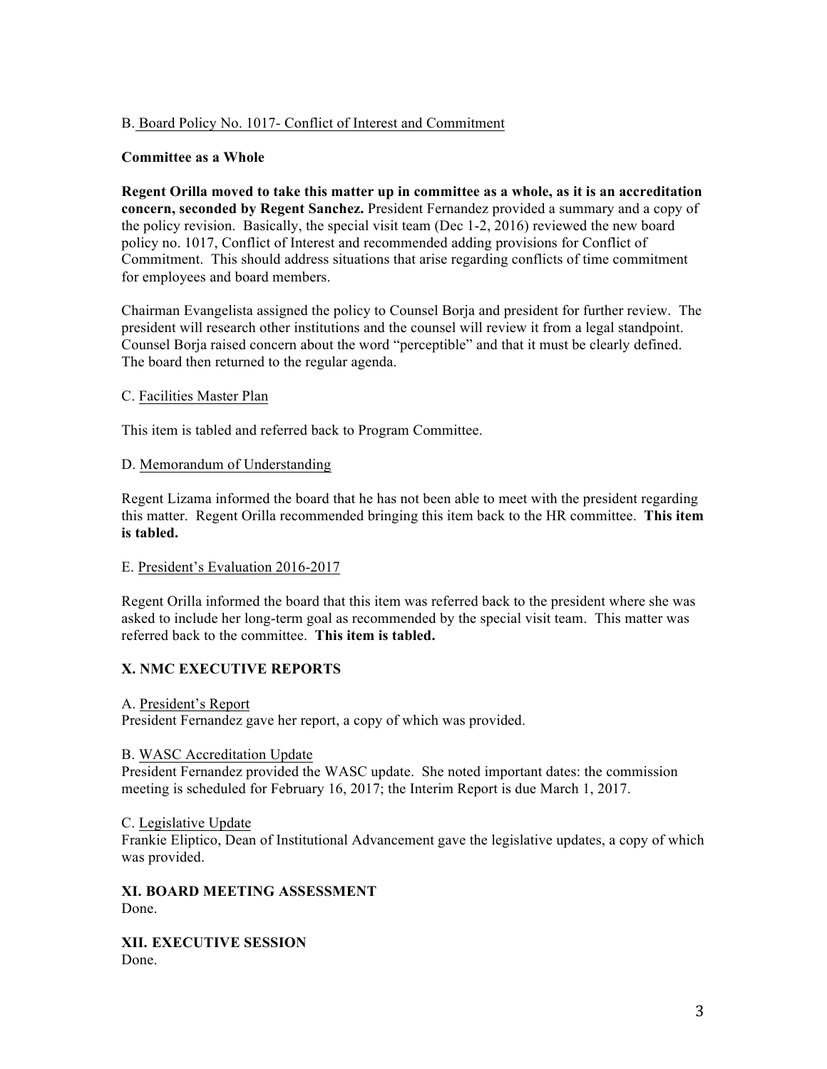B. Board Policy No. 1017- Conflict of Interest and Commitment

**Committee as a Whole**

**Regent Orilla moved to take this matter up in committee as a whole, as it is an accreditation concern, seconded by Regent Sanchez.** President Fernandez provided a summary and a copy of the policy revision. Basically, the special visit team (Dec 1-2, 2016) reviewed the new board policy no. 1017, Conflict of Interest and recommended adding provisions for Conflict of Commitment. This should address situations that arise regarding conflicts of time commitment for employees and board members.

Chairman Evangelista assigned the policy to Counsel Borja and president for further review. The president will research other institutions and the counsel will review it from a legal standpoint. Counsel Borja raised concern about the word "perceptible" and that it must be clearly defined. The board then returned to the regular agenda.

C. Facilities Master Plan

This item is tabled and referred back to Program Committee.

D. Memorandum of Understanding

Regent Lizama informed the board that he has not been able to meet with the president regarding this matter. Regent Orilla recommended bringing this item back to the HR committee. **This item is tabled.**

E. President's Evaluation 2016-2017

Regent Orilla informed the board that this item was referred back to the president where she was asked to include her long-term goal as recommended by the special visit team. This matter was referred back to the committee. **This item is tabled.**

## X. NMC EXECUTIVE REPORTS

A. President's Report
President Fernandez gave her report, a copy of which was provided.

B. WASC Accreditation Update
President Fernandez provided the WASC update. She noted important dates: the commission meeting is scheduled for February 16, 2017; the Interim Report is due March 1, 2017.

C. Legislative Update
Frankie Eliptico, Dean of Institutional Advancement gave the legislative updates, a copy of which was provided.

## XI. BOARD MEETING ASSESSMENT
Done.

## XII. EXECUTIVE SESSION
Done.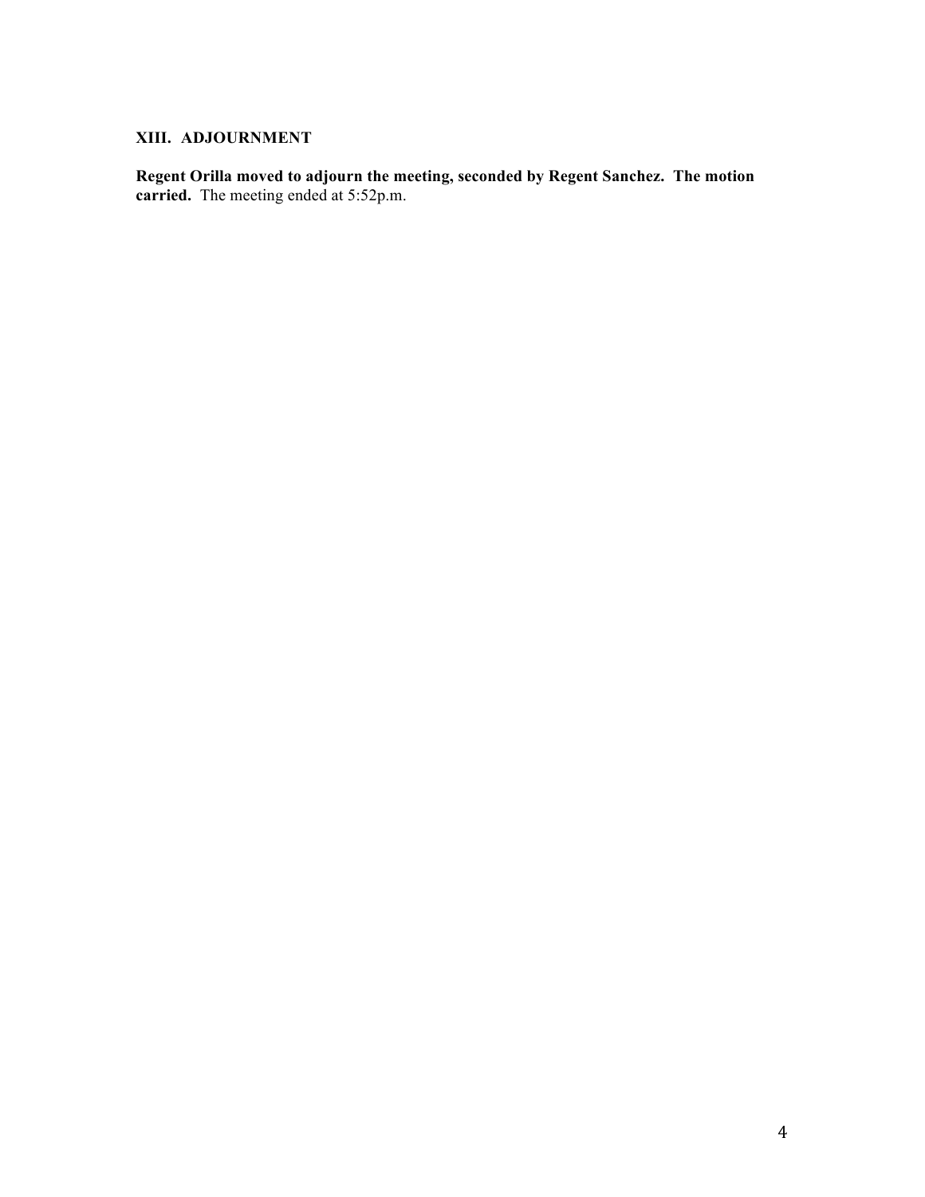## XIII. ADJOURNMENT

**Regent Orilla moved to adjourn the meeting, seconded by Regent Sanchez. The motion carried.** The meeting ended at 5:52p.m.